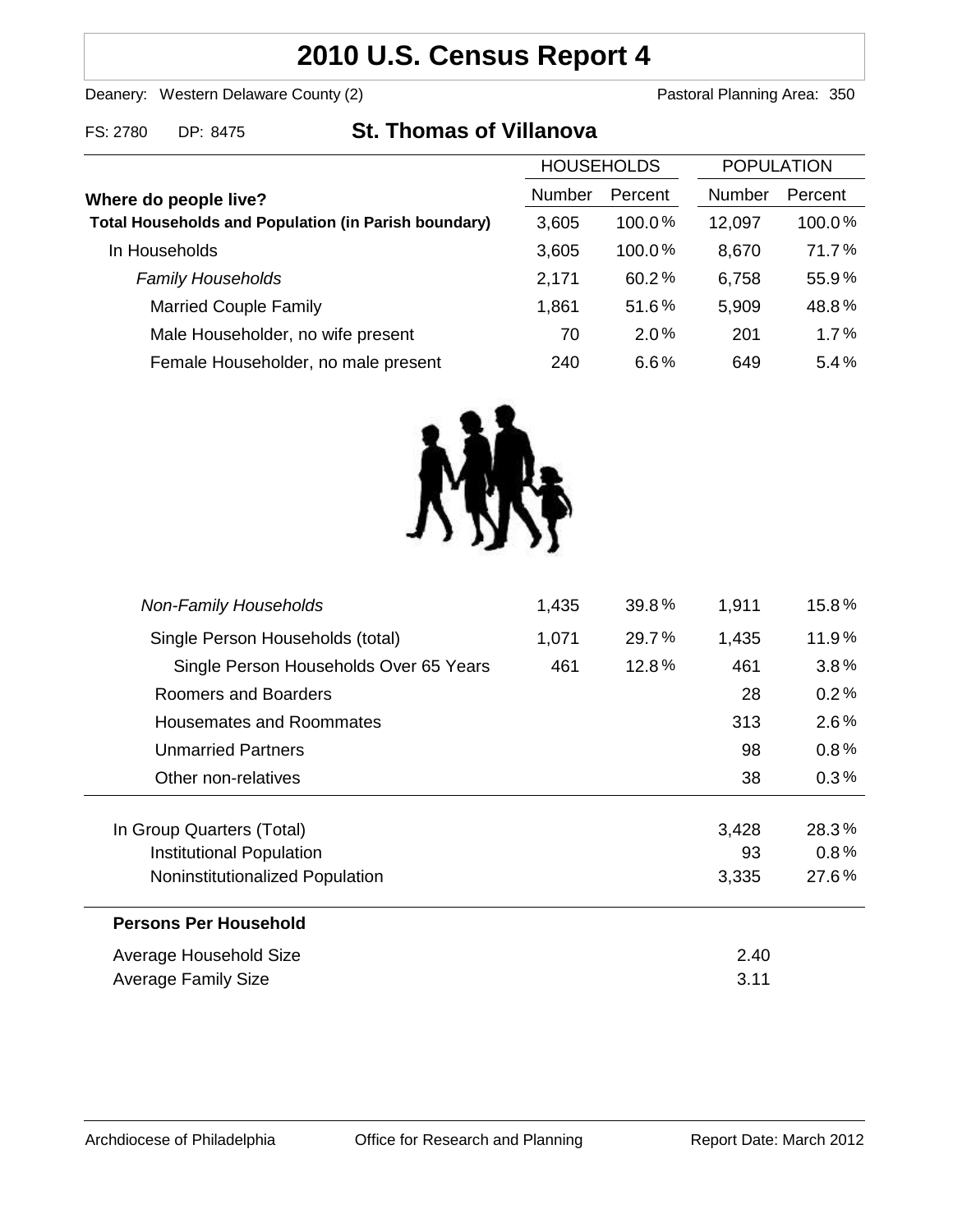# 2010 U.S. Census Report 4

Deanery: Western Delaware County (2) Pastoral Planning Area: 350

FS: 2780 DP: 8475

## St. Thomas of Villanova

| | HOUSEHOLDS | | POPULATION | |
|---|---|---|---|---|
| **Where do people live?** | Number | Percent | Number | Percent |
| **Total Households and Population (in Parish boundary)** | 3,605 | 100.0% | 12,097 | 100.0% |
| In Households | 3,605 | 100.0% | 8,670 | 71.7% |
| *Family Households* | 2,171 | 60.2% | 6,758 | 55.9% |
| Married Couple Family | 1,861 | 51.6% | 5,909 | 48.8% |
| Male Householder, no wife present | 70 | 2.0% | 201 | 1.7% |
| Female Householder, no male present | 240 | 6.6% | 649 | 5.4% |
| *Non-Family Households* | 1,435 | 39.8% | 1,911 | 15.8% |
| Single Person Households (total) | 1,071 | 29.7% | 1,435 | 11.9% |
| Single Person Households Over 65 Years | 461 | 12.8% | 461 | 3.8% |
| Roomers and Boarders | | | 28 | 0.2% |
| Housemates and Roommates | | | 313 | 2.6% |
| Unmarried Partners | | | 98 | 0.8% |
| Other non-relatives | | | 38 | 0.3% |
| In Group Quarters (Total) | | | 3,428 | 28.3% |
| Institutional Population | | | 93 | 0.8% |
| Noninstitutionalized Population | | | 3,335 | 27.6% |

| **Persons Per Household** | |
|---|---|
| Average Household Size | 2.40 |
| Average Family Size | 3.11 |

Archdiocese of Philadelphia Office for Research and Planning Report Date: March 2012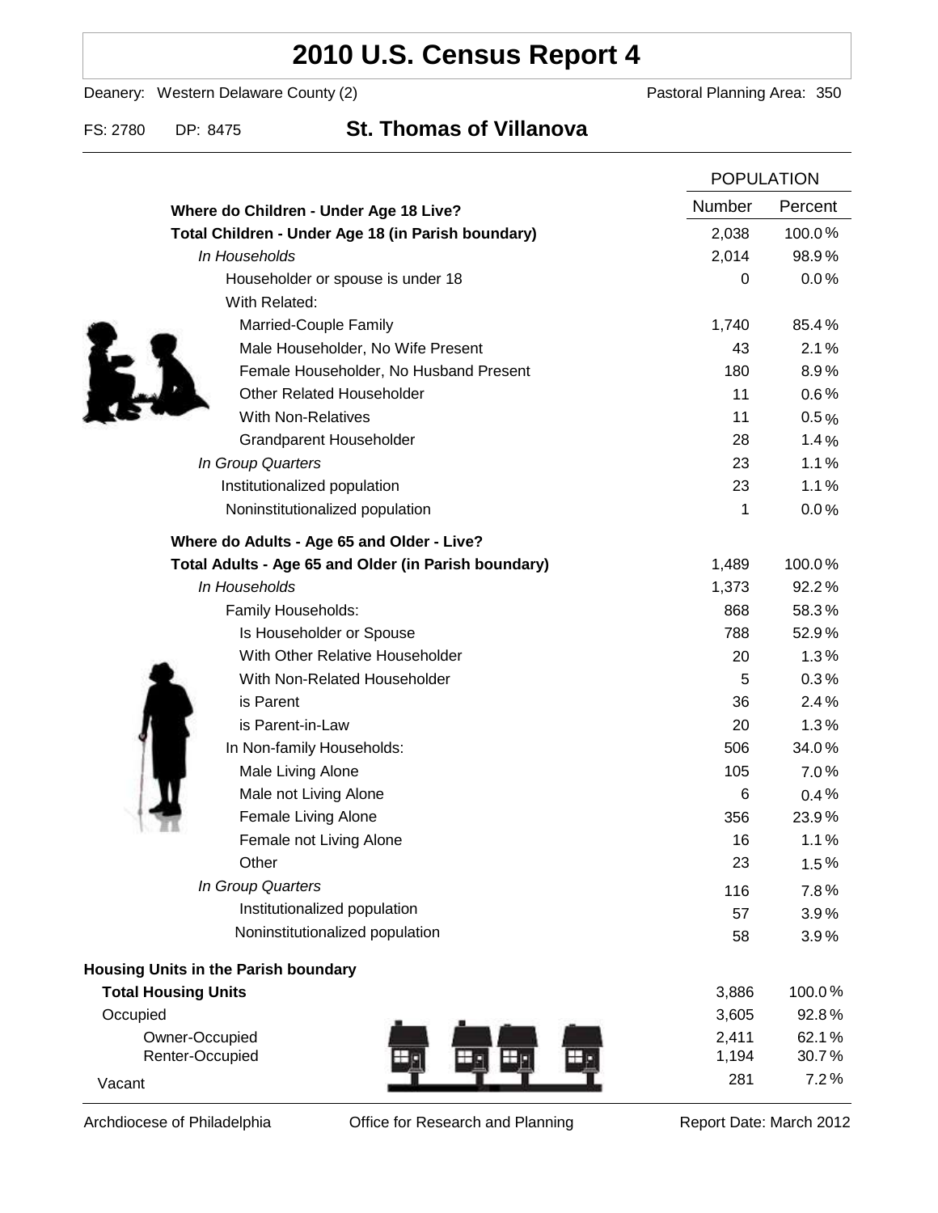# 2010 U.S. Census Report 4

Deanery: Western Delaware County (2) Pastoral Planning Area: 350

FS: 2780 DP: 8475 **St. Thomas of Villanova**

| | POPULATION | |
|---|---|---|
| | Number | Percent |
| **Where do Children - Under Age 18 Live?** | | |
| **Total Children - Under Age 18 (in Parish boundary)** | 2,038 | 100.0% |
| *In Households* | 2,014 | 98.9% |
| Householder or spouse is under 18 | 0 | 0.0% |
| With Related: | | |
| Married-Couple Family | 1,740 | 85.4% |
| Male Householder, No Wife Present | 43 | 2.1% |
| Female Householder, No Husband Present | 180 | 8.9% |
| Other Related Householder | 11 | 0.6% |
| With Non-Relatives | 11 | 0.5% |
| Grandparent Householder | 28 | 1.4% |
| *In Group Quarters* | 23 | 1.1% |
| Institutionalized population | 23 | 1.1% |
| Noninstitutionalized population | 1 | 0.0% |
| **Where do Adults - Age 65 and Older - Live?** | | |
| **Total Adults - Age 65 and Older (in Parish boundary)** | 1,489 | 100.0% |
| *In Households* | 1,373 | 92.2% |
| Family Households: | 868 | 58.3% |
| Is Householder or Spouse | 788 | 52.9% |
| With Other Relative Householder | 20 | 1.3% |
| With Non-Related Householder | 5 | 0.3% |
| is Parent | 36 | 2.4% |
| is Parent-in-Law | 20 | 1.3% |
| In Non-family Households: | 506 | 34.0% |
| Male Living Alone | 105 | 7.0% |
| Male not Living Alone | 6 | 0.4% |
| Female Living Alone | 356 | 23.9% |
| Female not Living Alone | 16 | 1.1% |
| Other | 23 | 1.5% |
| *In Group Quarters* | 116 | 7.8% |
| Institutionalized population | 57 | 3.9% |
| Noninstitutionalized population | 58 | 3.9% |
| **Housing Units in the Parish boundary** | | |
| **Total Housing Units** | 3,886 | 100.0% |
| Occupied | 3,605 | 92.8% |
| Owner-Occupied | 2,411 | 62.1% |
| Renter-Occupied | 1,194 | 30.7% |
| Vacant | 281 | 7.2% |

Archdiocese of Philadelphia Office for Research and Planning Report Date: March 2012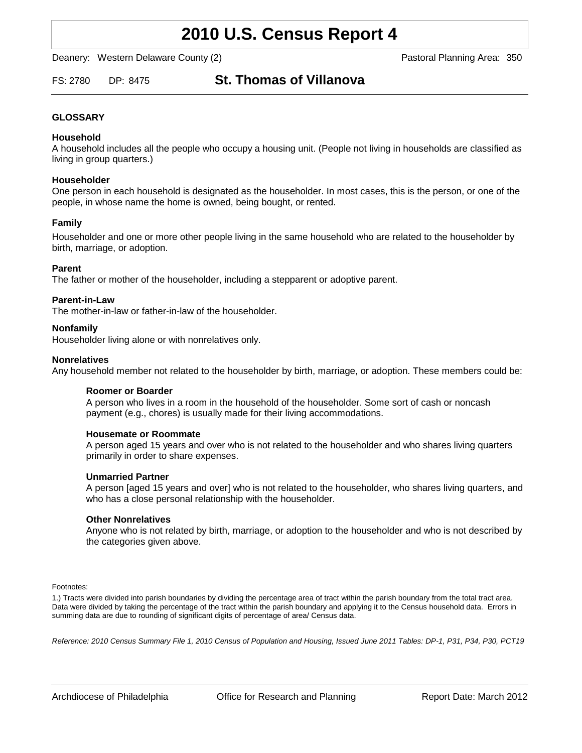# 2010 U.S. Census Report 4

Deanery: Western Delaware County (2) Pastoral Planning Area: 350

FS: 2780 DP: 8475

## St. Thomas of Villanova

### GLOSSARY

**Household**
A household includes all the people who occupy a housing unit. (People not living in households are classified as living in group quarters.)

**Householder**
One person in each household is designated as the householder. In most cases, this is the person, or one of the people, in whose name the home is owned, being bought, or rented.

**Family**
Householder and one or more other people living in the same household who are related to the householder by birth, marriage, or adoption.

**Parent**
The father or mother of the householder, including a stepparent or adoptive parent.

**Parent-in-Law**
The mother-in-law or father-in-law of the householder.

**Nonfamily**
Householder living alone or with nonrelatives only.

**Nonrelatives**
Any household member not related to the householder by birth, marriage, or adoption. These members could be:

**Roomer or Boarder**
A person who lives in a room in the household of the householder. Some sort of cash or noncash payment (e.g., chores) is usually made for their living accommodations.

**Housemate or Roommate**
A person aged 15 years and over who is not related to the householder and who shares living quarters primarily in order to share expenses.

**Unmarried Partner**
A person [aged 15 years and over] who is not related to the householder, who shares living quarters, and who has a close personal relationship with the householder.

**Other Nonrelatives**
Anyone who is not related by birth, marriage, or adoption to the householder and who is not described by the categories given above.

Footnotes:

1.) Tracts were divided into parish boundaries by dividing the percentage area of tract within the parish boundary from the total tract area. Data were divided by taking the percentage of the tract within the parish boundary and applying it to the Census household data. Errors in summing data are due to rounding of significant digits of percentage of area/ Census data.

*Reference: 2010 Census Summary File 1, 2010 Census of Population and Housing, Issued June 2011 Tables: DP-1, P31, P34, P30, PCT19*

Archdiocese of Philadelphia Office for Research and Planning Report Date: March 2012